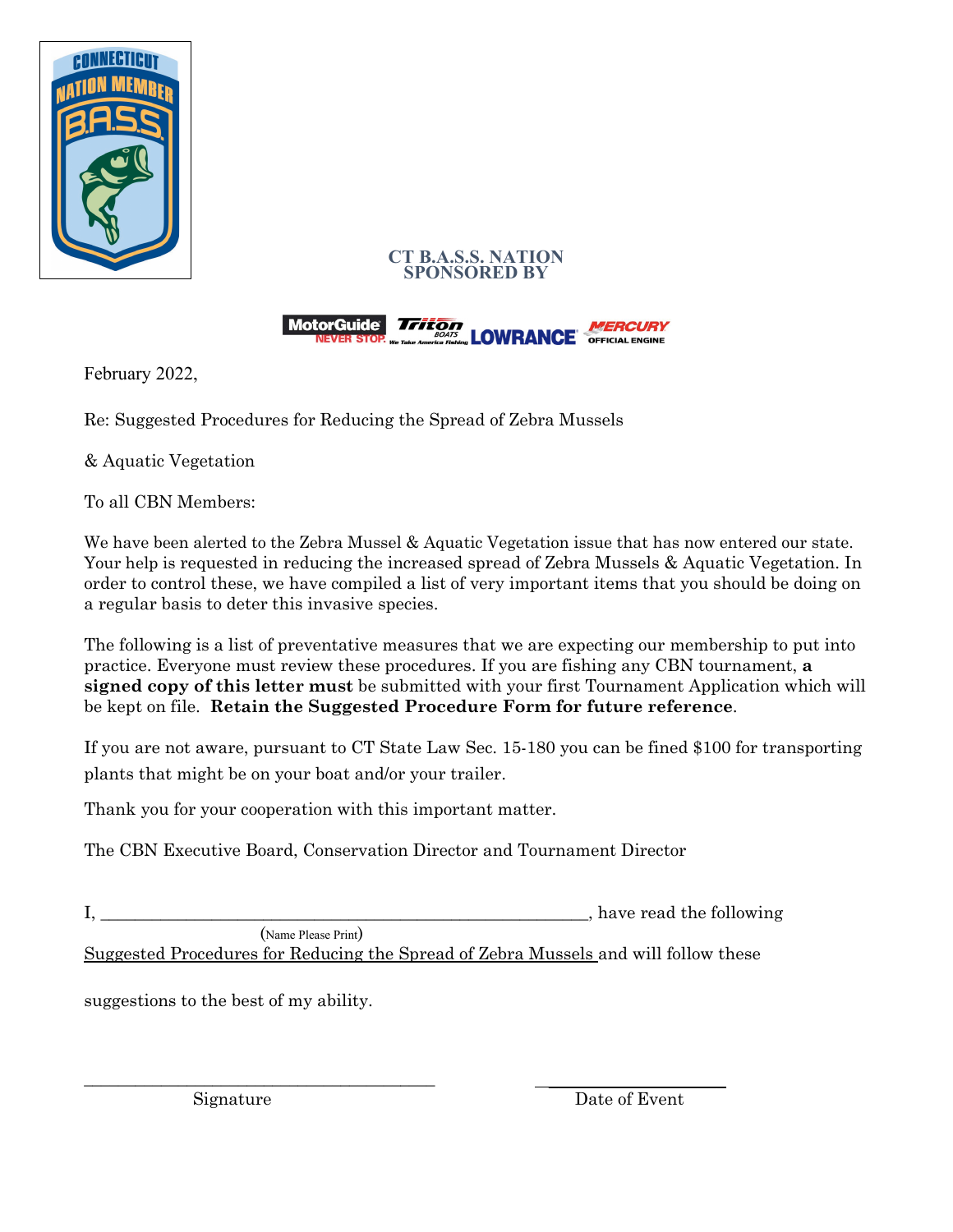**CT B.A.S.S. NATION**
**SPONSORED BY**

February 2022,

Re: Suggested Procedures for Reducing the Spread of Zebra Mussels

& Aquatic Vegetation

To all CBN Members:

We have been alerted to the Zebra Mussel & Aquatic Vegetation issue that has now entered our state. Your help is requested in reducing the increased spread of Zebra Mussels & Aquatic Vegetation. In order to control these, we have compiled a list of very important items that you should be doing on a regular basis to deter this invasive species.

The following is a list of preventative measures that we are expecting our membership to put into practice. Everyone must review these procedures. If you are fishing any CBN tournament, **a signed copy of this letter must** be submitted with your first Tournament Application which will be kept on file. **Retain the Suggested Procedure Form for future reference**.

If you are not aware, pursuant to CT State Law Sec. 15-180 you can be fined $100 for transporting plants that might be on your boat and/or your trailer.

Thank you for your cooperation with this important matter.

The CBN Executive Board, Conservation Director and Tournament Director

I, \_\_\_\_\_\_\_\_\_\_\_\_\_\_\_\_\_\_\_\_\_\_\_\_\_\_\_\_\_\_\_\_\_\_\_\_\_\_\_\_\_\_\_\_\_\_\_\_, have read the following
(Name Please Print)
Suggested Procedures for Reducing the Spread of Zebra Mussels and will follow these

suggestions to the best of my ability.

\_\_\_\_\_\_\_\_\_\_\_\_\_\_\_\_\_\_\_\_\_\_\_\_\_\_\_\_\_\_\_\_\_\_\_\_\_ \_\_\_\_\_\_\_\_\_\_\_\_\_\_\_\_\_\_\_\_
Signature Date of Event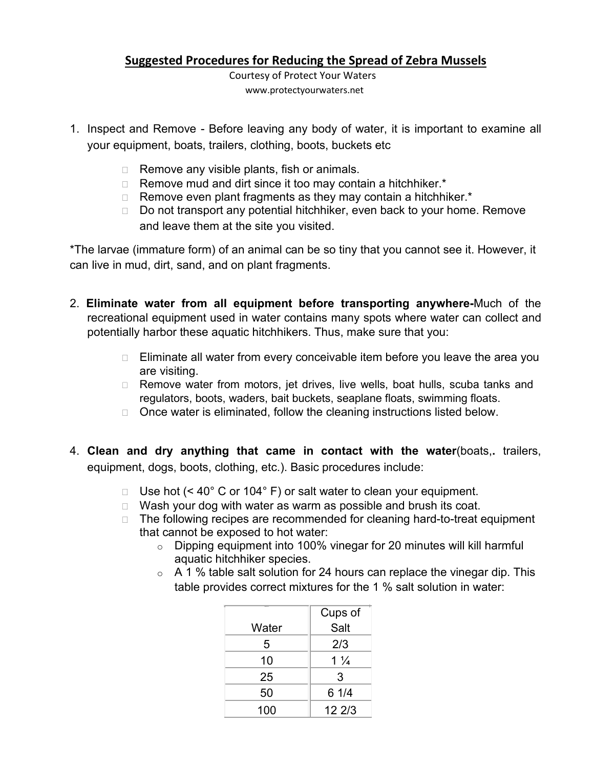## Suggested Procedures for Reducing the Spread of Zebra Mussels

Courtesy of Protect Your Waters
www.protectyourwaters.net

1. Inspect and Remove - Before leaving any body of water, it is important to examine all your equipment, boats, trailers, clothing, boots, buckets etc
   - Remove any visible plants, fish or animals.
   - Remove mud and dirt since it too may contain a hitchhiker.*
   - Remove even plant fragments as they may contain a hitchhiker.*
   - Do not transport any potential hitchhiker, even back to your home. Remove and leave them at the site you visited.

*The larvae (immature form) of an animal can be so tiny that you cannot see it. However, it can live in mud, dirt, sand, and on plant fragments.

2. **Eliminate water from all equipment before transporting anywhere-**Much of the recreational equipment used in water contains many spots where water can collect and potentially harbor these aquatic hitchhikers. Thus, make sure that you:
   - Eliminate all water from every conceivable item before you leave the area you are visiting.
   - Remove water from motors, jet drives, live wells, boat hulls, scuba tanks and regulators, boots, waders, bait buckets, seaplane floats, swimming floats.
   - Once water is eliminated, follow the cleaning instructions listed below.

4. **Clean and dry anything that came in contact with the water**(boats,**.** trailers, equipment, dogs, boots, clothing, etc.). Basic procedures include:
   - Use hot (< 40° C or 104° F) or salt water to clean your equipment.
   - Wash your dog with water as warm as possible and brush its coat.
   - The following recipes are recommended for cleaning hard-to-treat equipment that cannot be exposed to hot water:
     - Dipping equipment into 100% vinegar for 20 minutes will kill harmful aquatic hitchhiker species.
     - A 1 % table salt solution for 24 hours can replace the vinegar dip. This table provides correct mixtures for the 1 % salt solution in water:

| Water | Cups of Salt |
|---|---|
| 5 | 2/3 |
| 10 | 1 ¼ |
| 25 | 3 |
| 50 | 6 1/4 |
| 100 | 12 2/3 |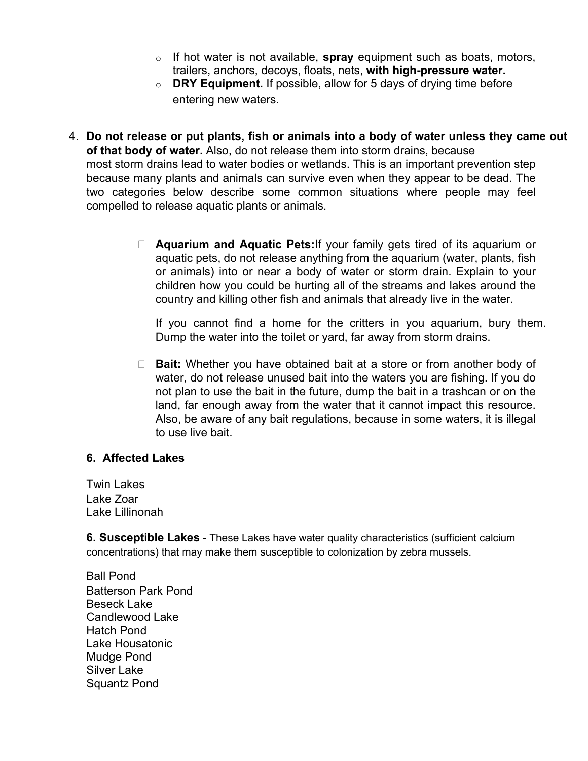- If hot water is not available, **spray** equipment such as boats, motors, trailers, anchors, decoys, floats, nets, **with high-pressure water.**
- **DRY Equipment.** If possible, allow for 5 days of drying time before entering new waters.

4. **Do not release or put plants, fish or animals into a body of water unless they came out of that body of water.** Also, do not release them into storm drains, because most storm drains lead to water bodies or wetlands. This is an important prevention step because many plants and animals can survive even when they appear to be dead. The two categories below describe some common situations where people may feel compelled to release aquatic plants or animals.

    - **Aquarium and Aquatic Pets:**If your family gets tired of its aquarium or aquatic pets, do not release anything from the aquarium (water, plants, fish or animals) into or near a body of water or storm drain. Explain to your children how you could be hurting all of the streams and lakes around the country and killing other fish and animals that already live in the water.

      If you cannot find a home for the critters in you aquarium, bury them. Dump the water into the toilet or yard, far away from storm drains.

    - **Bait:** Whether you have obtained bait at a store or from another body of water, do not release unused bait into the waters you are fishing. If you do not plan to use the bait in the future, dump the bait in a trashcan or on the land, far enough away from the water that it cannot impact this resource. Also, be aware of any bait regulations, because in some waters, it is illegal to use live bait.

### 6. Affected Lakes

Twin Lakes
Lake Zoar
Lake Lillinonah

**6. Susceptible Lakes** - These Lakes have water quality characteristics (sufficient calcium concentrations) that may make them susceptible to colonization by zebra mussels.

Ball Pond
Batterson Park Pond
Beseck Lake
Candlewood Lake
Hatch Pond
Lake Housatonic
Mudge Pond
Silver Lake
Squantz Pond